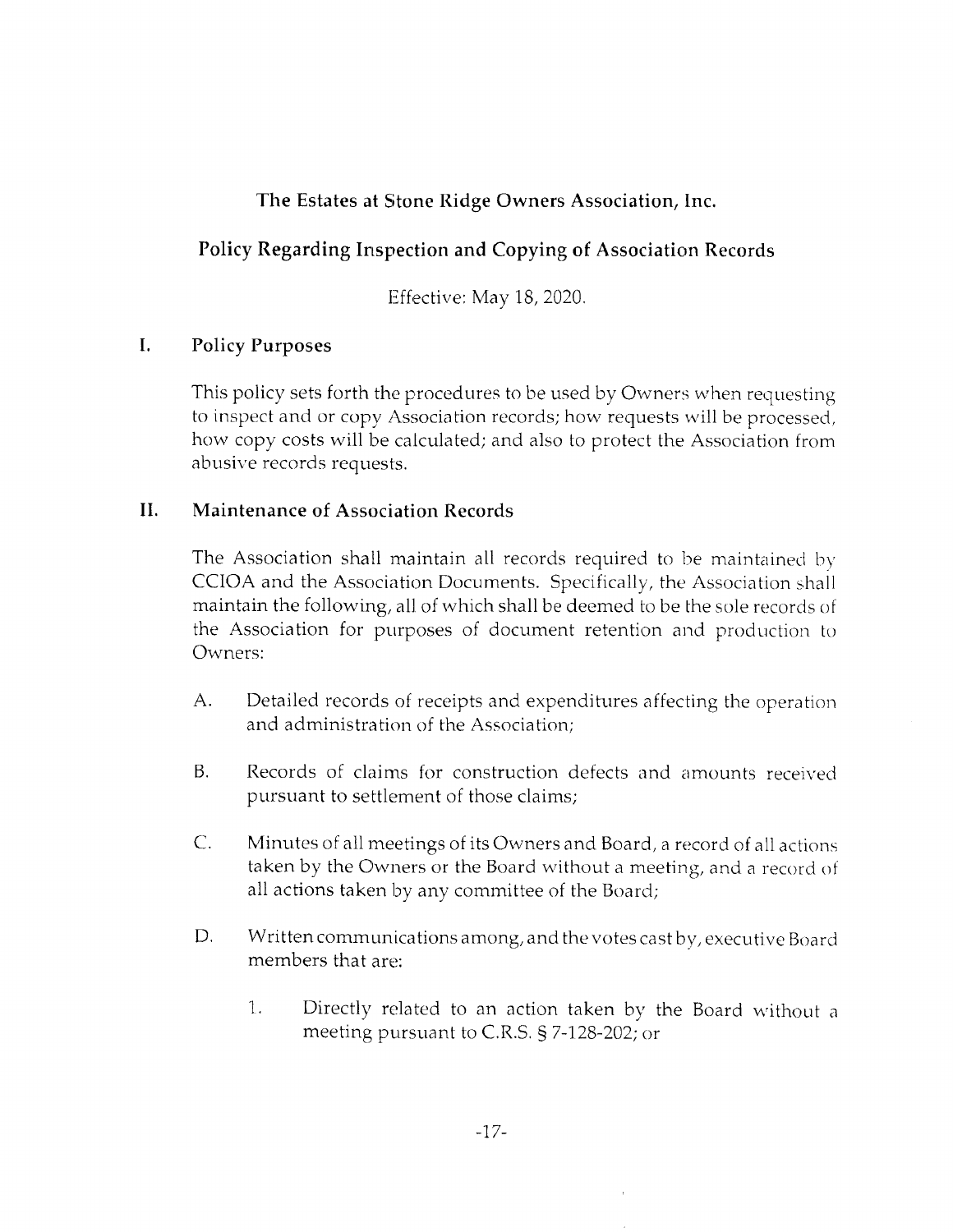# The Estates at Stone Ridge Owners Association, Inc.

## Policy Regarding Inspection and Copying of Association Records

Effective: May 18, 2020.

### I. Policy Purposes

This policy sets forth the procedures to be used by Owners when requesting to inspect and or copy Association records; how requests will be processed, how copy costs will be calculated; and also to protect the Association from abusive records requests.

### II. Maintenance of Association Records

The Association shall maintain all records required to be maintained by CCIOA and the Association Documents. Specifically, the Association shall maintain the following, all of which shall be deemed to be the sole records of the Association for purposes of document retention and production to Owners:

A. Detailed records of receipts and expenditures affecting the operation and administration of the Association;

B. Records of claims for construction defects and amounts received pursuant to settlement of those claims;

C. Minutes of all meetings of its Owners and Board, a record of all actions taken by the Owners or the Board without a meeting, and a record of all actions taken by any committee of the Board;

D. Written communications among, and the votes cast by, executive Board members that are:

1. Directly related to an action taken by the Board without a meeting pursuant to C.R.S. § 7-128-202; or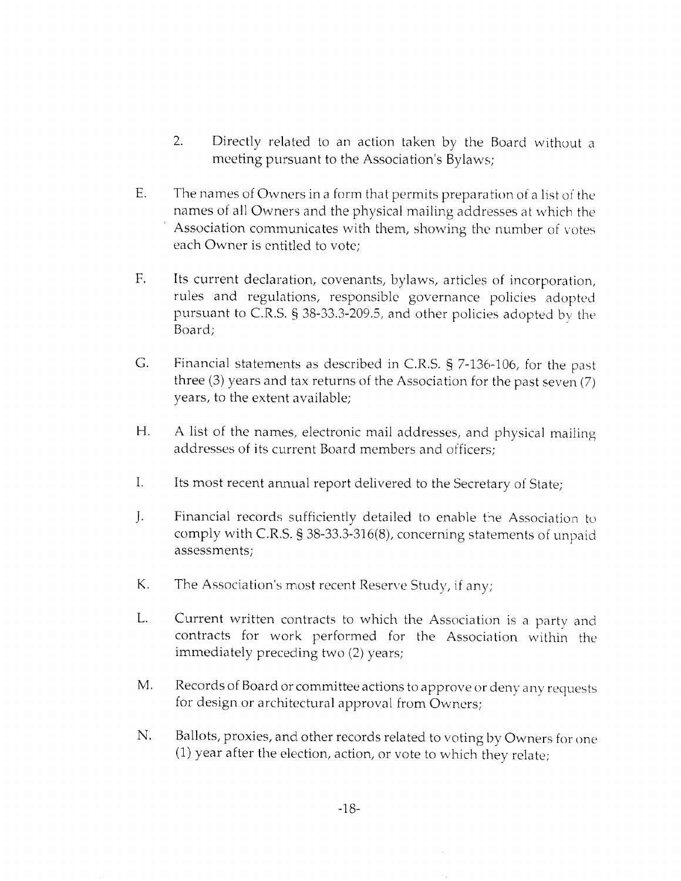2. Directly related to an action taken by the Board without a meeting pursuant to the Association's Bylaws;

E. The names of Owners in a form that permits preparation of a list of the names of all Owners and the physical mailing addresses at which the Association communicates with them, showing the number of votes each Owner is entitled to vote;

F. Its current declaration, covenants, bylaws, articles of incorporation, rules and regulations, responsible governance policies adopted pursuant to C.R.S. § 38-33.3-209.5, and other policies adopted by the Board;

G. Financial statements as described in C.R.S. § 7-136-106, for the past three (3) years and tax returns of the Association for the past seven (7) years, to the extent available;

H. A list of the names, electronic mail addresses, and physical mailing addresses of its current Board members and officers;

I. Its most recent annual report delivered to the Secretary of State;

J. Financial records sufficiently detailed to enable the Association to comply with C.R.S. § 38-33.3-316(8), concerning statements of unpaid assessments;

K. The Association's most recent Reserve Study, if any;

L. Current written contracts to which the Association is a party and contracts for work performed for the Association within the immediately preceding two (2) years;

M. Records of Board or committee actions to approve or deny any requests for design or architectural approval from Owners;

N. Ballots, proxies, and other records related to voting by Owners for one (1) year after the election, action, or vote to which they relate;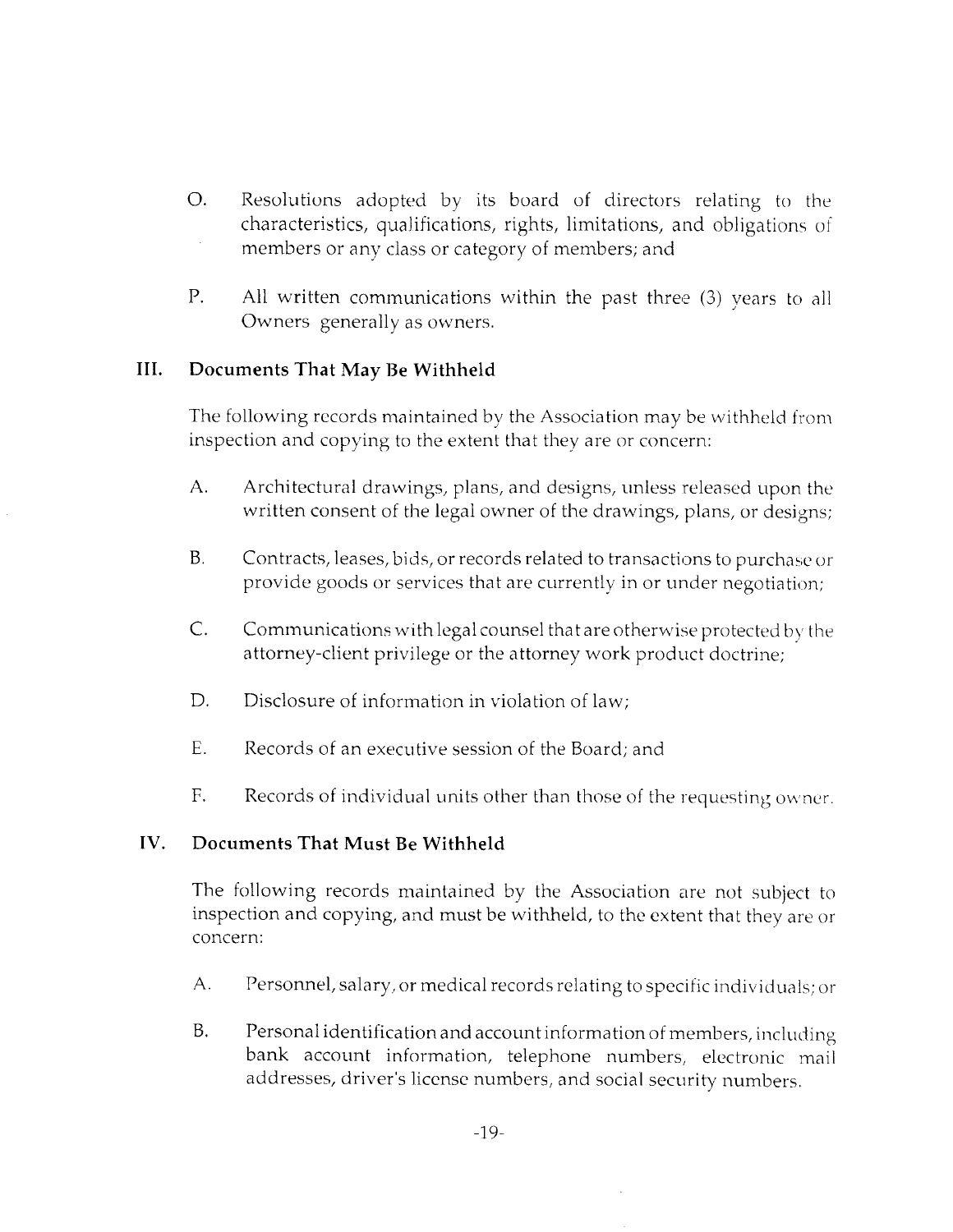O. Resolutions adopted by its board of directors relating to the characteristics, qualifications, rights, limitations, and obligations of members or any class or category of members; and

P. All written communications within the past three (3) years to all Owners generally as owners.

## III. Documents That May Be Withheld

The following records maintained by the Association may be withheld from inspection and copying to the extent that they are or concern:

A. Architectural drawings, plans, and designs, unless released upon the written consent of the legal owner of the drawings, plans, or designs;

B. Contracts, leases, bids, or records related to transactions to purchase or provide goods or services that are currently in or under negotiation;

C. Communications with legal counsel that are otherwise protected by the attorney-client privilege or the attorney work product doctrine;

D. Disclosure of information in violation of law;

E. Records of an executive session of the Board; and

F. Records of individual units other than those of the requesting owner.

## IV. Documents That Must Be Withheld

The following records maintained by the Association are not subject to inspection and copying, and must be withheld, to the extent that they are or concern:

A. Personnel, salary, or medical records relating to specific individuals; or

B. Personal identification and account information of members, including bank account information, telephone numbers, electronic mail addresses, driver's license numbers, and social security numbers.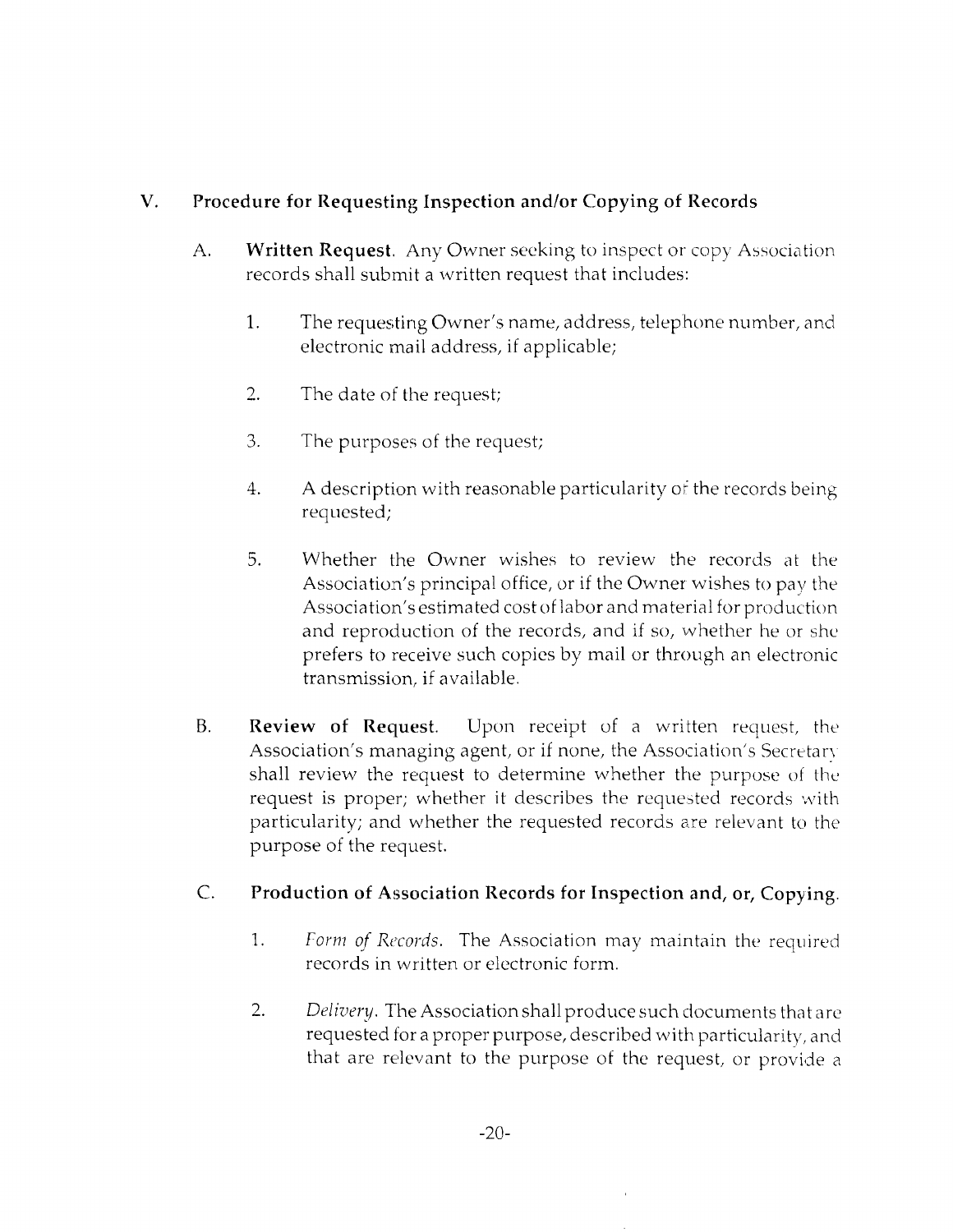## V. Procedure for Requesting Inspection and/or Copying of Records

A. **Written Request.** Any Owner seeking to inspect or copy Association records shall submit a written request that includes:

1. The requesting Owner's name, address, telephone number, and electronic mail address, if applicable;

2. The date of the request;

3. The purposes of the request;

4. A description with reasonable particularity of the records being requested;

5. Whether the Owner wishes to review the records at the Association's principal office, or if the Owner wishes to pay the Association's estimated cost of labor and material for production and reproduction of the records, and if so, whether he or she prefers to receive such copies by mail or through an electronic transmission, if available.

B. **Review of Request.** Upon receipt of a written request, the Association's managing agent, or if none, the Association's Secretary shall review the request to determine whether the purpose of the request is proper; whether it describes the requested records with particularity; and whether the requested records are relevant to the purpose of the request.

C. **Production of Association Records for Inspection and, or, Copying.**

1. *Form of Records.* The Association may maintain the required records in written or electronic form.

2. *Delivery.* The Association shall produce such documents that are requested for a proper purpose, described with particularity, and that are relevant to the purpose of the request, or provide a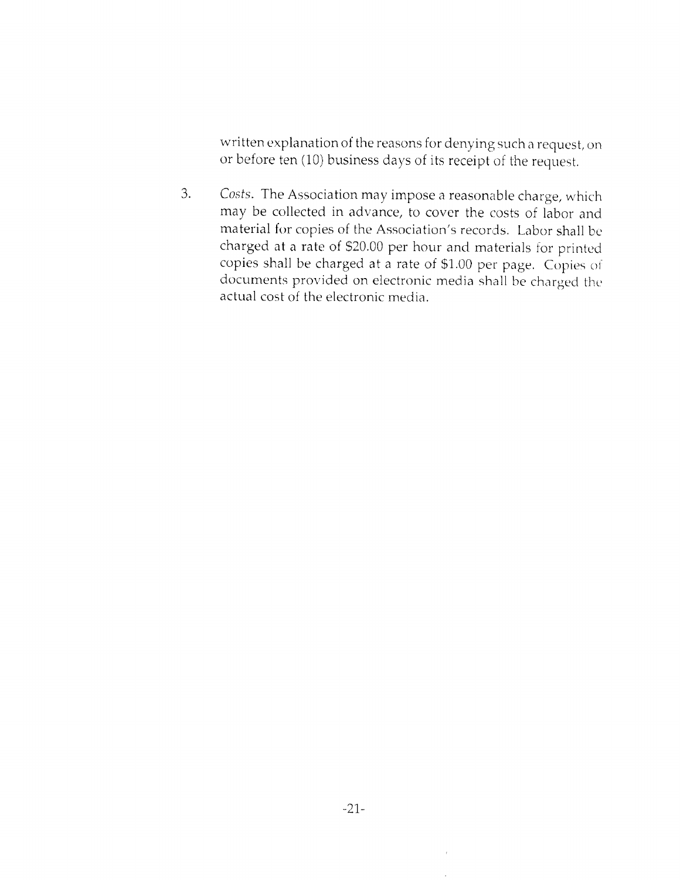written explanation of the reasons for denying such a request, on or before ten (10) business days of its receipt of the request.

3. *Costs.* The Association may impose a reasonable charge, which may be collected in advance, to cover the costs of labor and material for copies of the Association's records. Labor shall be charged at a rate of $20.00 per hour and materials for printed copies shall be charged at a rate of $1.00 per page. Copies of documents provided on electronic media shall be charged the actual cost of the electronic media.